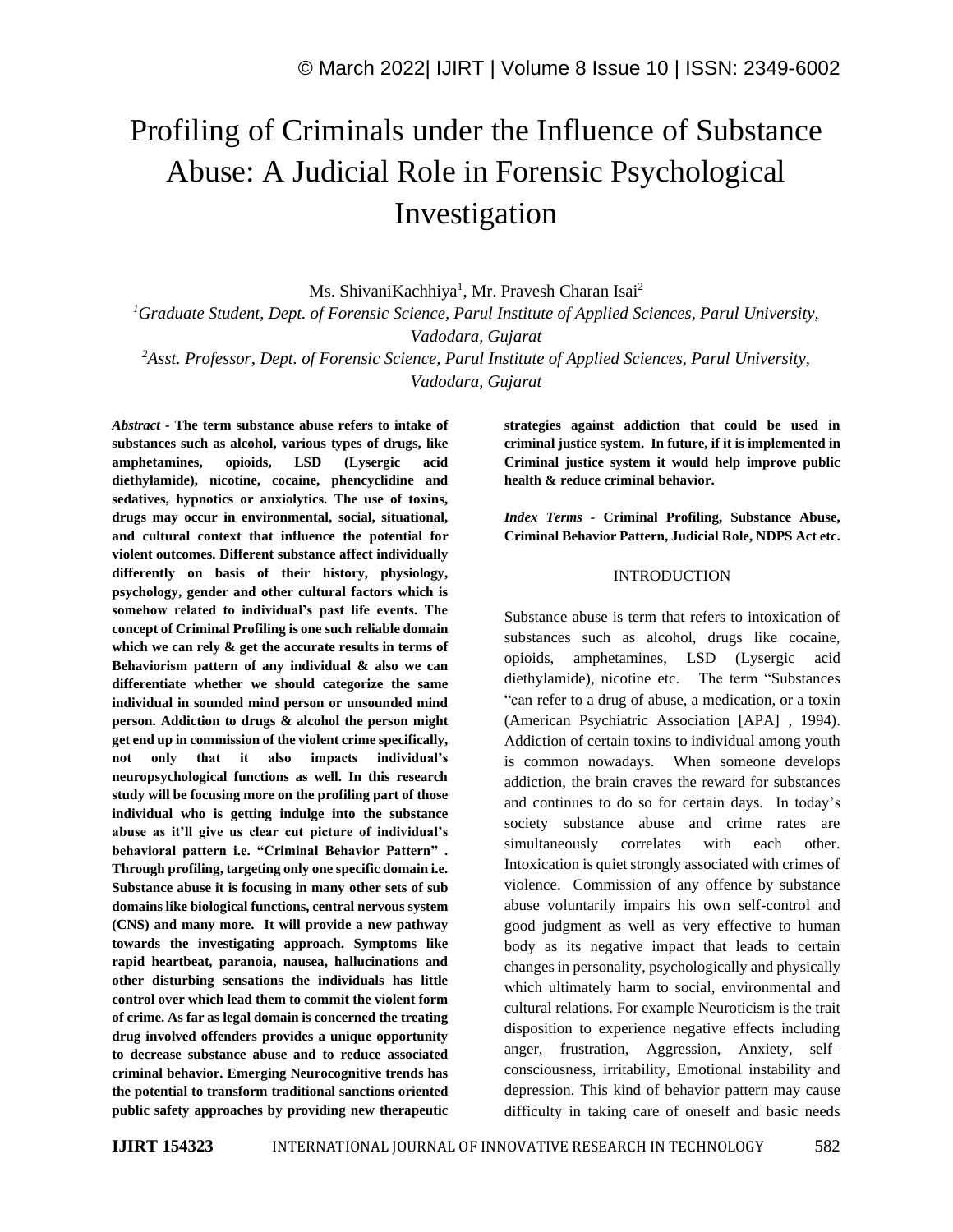# Profiling of Criminals under the Influence of Substance Abuse: A Judicial Role in Forensic Psychological Investigation

Ms. ShivaniKachhiya[1], Mr. Pravesh Charan Isai[2]

[1]*Graduate Student, Dept. of Forensic Science, Parul Institute of Applied Sciences, Parul University, Vadodara, Gujarat*

[2]*Asst. Professor, Dept. of Forensic Science, Parul Institute of Applied Sciences, Parul University, Vadodara, Gujarat*

***Abstract -*** **The term substance abuse refers to intake of substances such as alcohol, various types of drugs, like amphetamines, opioids, LSD (Lysergic acid diethylamide), nicotine, cocaine, phencyclidine and sedatives, hypnotics or anxiolytics. The use of toxins, drugs may occur in environmental, social, situational, and cultural context that influence the potential for violent outcomes. Different substance affect individually differently on basis of their history, physiology, psychology, gender and other cultural factors which is somehow related to individual's past life events. The concept of Criminal Profiling is one such reliable domain which we can rely & get the accurate results in terms of Behaviorism pattern of any individual & also we can differentiate whether we should categorize the same individual in sounded mind person or unsounded mind person. Addiction to drugs & alcohol the person might get end up in commission of the violent crime specifically, not only that it also impacts individual's neuropsychological functions as well. In this research study will be focusing more on the profiling part of those individual who is getting indulge into the substance abuse as it'll give us clear cut picture of individual's behavioral pattern i.e. "Criminal Behavior Pattern" . Through profiling, targeting only one specific domain i.e. Substance abuse it is focusing in many other sets of sub domains like biological functions, central nervous system (CNS) and many more. It will provide a new pathway towards the investigating approach. Symptoms like rapid heartbeat, paranoia, nausea, hallucinations and other disturbing sensations the individuals has little control over which lead them to commit the violent form of crime. As far as legal domain is concerned the treating drug involved offenders provides a unique opportunity to decrease substance abuse and to reduce associated criminal behavior. Emerging Neurocognitive trends has the potential to transform traditional sanctions oriented public safety approaches by providing new therapeutic strategies against addiction that could be used in criminal justice system. In future, if it is implemented in Criminal justice system it would help improve public health & reduce criminal behavior.**

***Index Terms -*** **Criminal Profiling, Substance Abuse, Criminal Behavior Pattern, Judicial Role, NDPS Act etc.**

## INTRODUCTION

Substance abuse is term that refers to intoxication of substances such as alcohol, drugs like cocaine, opioids, amphetamines, LSD (Lysergic acid diethylamide), nicotine etc. The term "Substances "can refer to a drug of abuse, a medication, or a toxin (American Psychiatric Association [APA] , 1994). Addiction of certain toxins to individual among youth is common nowadays. When someone develops addiction, the brain craves the reward for substances and continues to do so for certain days. In today's society substance abuse and crime rates are simultaneously correlates with each other. Intoxication is quiet strongly associated with crimes of violence. Commission of any offence by substance abuse voluntarily impairs his own self-control and good judgment as well as very effective to human body as its negative impact that leads to certain changes in personality, psychologically and physically which ultimately harm to social, environmental and cultural relations. For example Neuroticism is the trait disposition to experience negative effects including anger, frustration, Aggression, Anxiety, self–consciousness, irritability, Emotional instability and depression. This kind of behavior pattern may cause difficulty in taking care of oneself and basic needs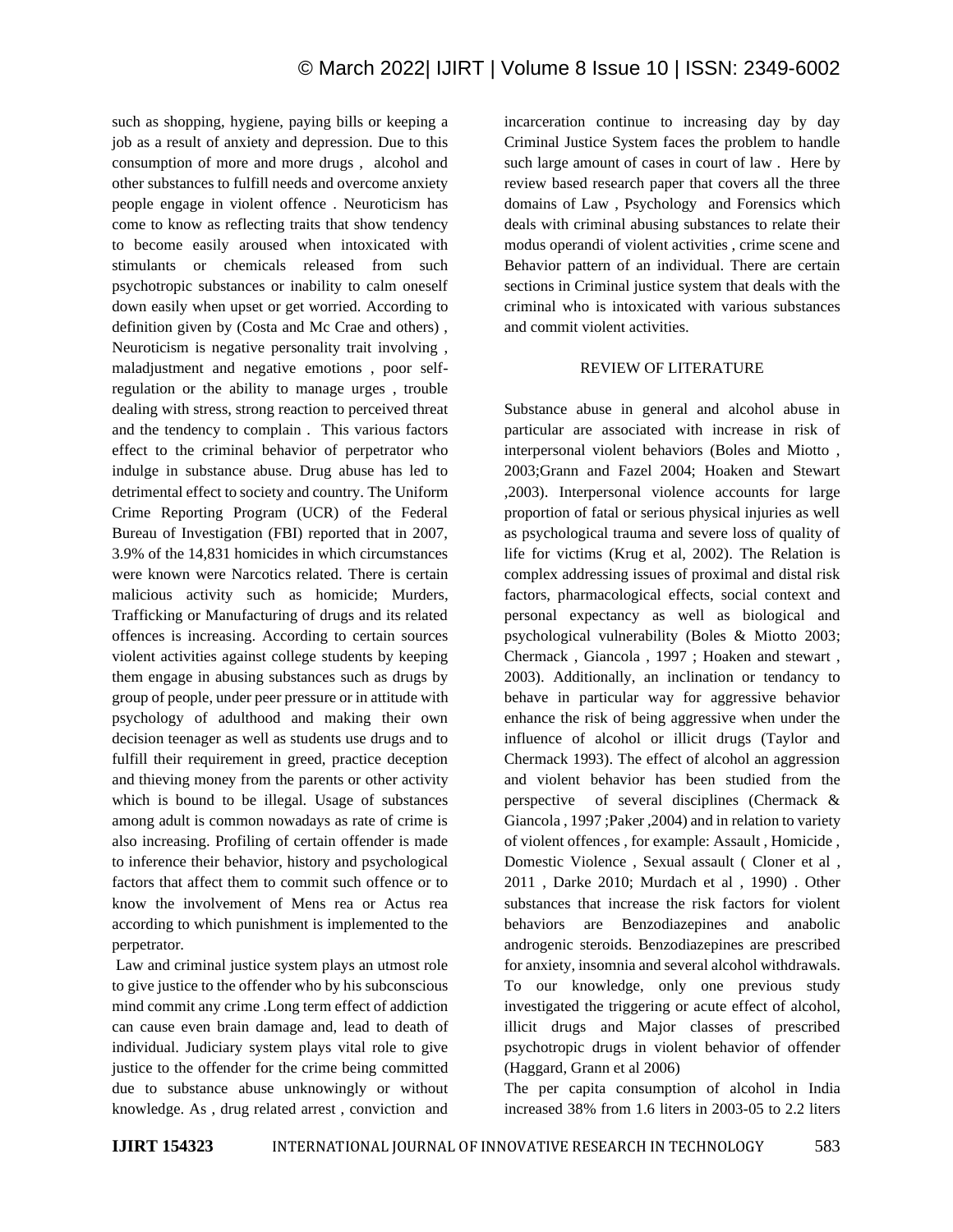such as shopping, hygiene, paying bills or keeping a job as a result of anxiety and depression. Due to this consumption of more and more drugs , alcohol and other substances to fulfill needs and overcome anxiety people engage in violent offence . Neuroticism has come to know as reflecting traits that show tendency to become easily aroused when intoxicated with stimulants or chemicals released from such psychotropic substances or inability to calm oneself down easily when upset or get worried. According to definition given by (Costa and Mc Crae and others) , Neuroticism is negative personality trait involving , maladjustment and negative emotions , poor self-regulation or the ability to manage urges , trouble dealing with stress, strong reaction to perceived threat and the tendency to complain . This various factors effect to the criminal behavior of perpetrator who indulge in substance abuse. Drug abuse has led to detrimental effect to society and country. The Uniform Crime Reporting Program (UCR) of the Federal Bureau of Investigation (FBI) reported that in 2007, 3.9% of the 14,831 homicides in which circumstances were known were Narcotics related. There is certain malicious activity such as homicide; Murders, Trafficking or Manufacturing of drugs and its related offences is increasing. According to certain sources violent activities against college students by keeping them engage in abusing substances such as drugs by group of people, under peer pressure or in attitude with psychology of adulthood and making their own decision teenager as well as students use drugs and to fulfill their requirement in greed, practice deception and thieving money from the parents or other activity which is bound to be illegal. Usage of substances among adult is common nowadays as rate of crime is also increasing. Profiling of certain offender is made to inference their behavior, history and psychological factors that affect them to commit such offence or to know the involvement of Mens rea or Actus rea according to which punishment is implemented to the perpetrator.

Law and criminal justice system plays an utmost role to give justice to the offender who by his subconscious mind commit any crime .Long term effect of addiction can cause even brain damage and, lead to death of individual. Judiciary system plays vital role to give justice to the offender for the crime being committed due to substance abuse unknowingly or without knowledge. As , drug related arrest , conviction and incarceration continue to increasing day by day Criminal Justice System faces the problem to handle such large amount of cases in court of law . Here by review based research paper that covers all the three domains of Law , Psychology and Forensics which deals with criminal abusing substances to relate their modus operandi of violent activities , crime scene and Behavior pattern of an individual. There are certain sections in Criminal justice system that deals with the criminal who is intoxicated with various substances and commit violent activities.

## REVIEW OF LITERATURE

Substance abuse in general and alcohol abuse in particular are associated with increase in risk of interpersonal violent behaviors (Boles and Miotto , 2003;Grann and Fazel 2004; Hoaken and Stewart ,2003). Interpersonal violence accounts for large proportion of fatal or serious physical injuries as well as psychological trauma and severe loss of quality of life for victims (Krug et al, 2002). The Relation is complex addressing issues of proximal and distal risk factors, pharmacological effects, social context and personal expectancy as well as biological and psychological vulnerability (Boles & Miotto 2003; Chermack , Giancola , 1997 ; Hoaken and stewart , 2003). Additionally, an inclination or tendancy to behave in particular way for aggressive behavior enhance the risk of being aggressive when under the influence of alcohol or illicit drugs (Taylor and Chermack 1993). The effect of alcohol an aggression and violent behavior has been studied from the perspective of several disciplines (Chermack & Giancola , 1997 ;Paker ,2004) and in relation to variety of violent offences , for example: Assault , Homicide , Domestic Violence , Sexual assault ( Cloner et al , 2011 , Darke 2010; Murdach et al , 1990) . Other substances that increase the risk factors for violent behaviors are Benzodiazepines and anabolic androgenic steroids. Benzodiazepines are prescribed for anxiety, insomnia and several alcohol withdrawals. To our knowledge, only one previous study investigated the triggering or acute effect of alcohol, illicit drugs and Major classes of prescribed psychotropic drugs in violent behavior of offender (Haggard, Grann et al 2006)

The per capita consumption of alcohol in India increased 38% from 1.6 liters in 2003-05 to 2.2 liters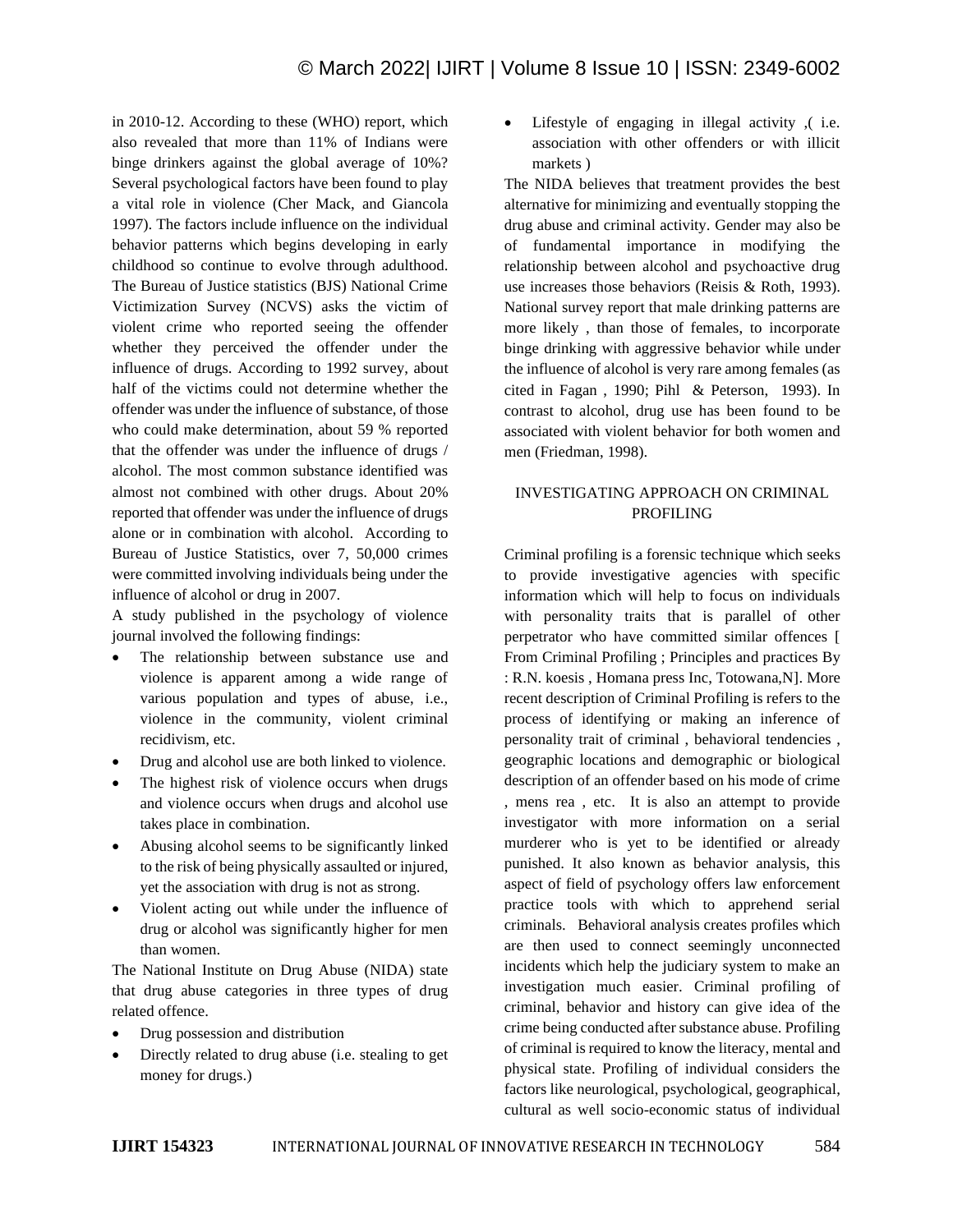in 2010-12. According to these (WHO) report, which also revealed that more than 11% of Indians were binge drinkers against the global average of 10%? Several psychological factors have been found to play a vital role in violence (Cher Mack, and Giancola 1997). The factors include influence on the individual behavior patterns which begins developing in early childhood so continue to evolve through adulthood. The Bureau of Justice statistics (BJS) National Crime Victimization Survey (NCVS) asks the victim of violent crime who reported seeing the offender whether they perceived the offender under the influence of drugs. According to 1992 survey, about half of the victims could not determine whether the offender was under the influence of substance, of those who could make determination, about 59 % reported that the offender was under the influence of drugs / alcohol. The most common substance identified was almost not combined with other drugs. About 20% reported that offender was under the influence of drugs alone or in combination with alcohol. According to Bureau of Justice Statistics, over 7, 50,000 crimes were committed involving individuals being under the influence of alcohol or drug in 2007.

A study published in the psychology of violence journal involved the following findings:

- The relationship between substance use and violence is apparent among a wide range of various population and types of abuse, i.e., violence in the community, violent criminal recidivism, etc.
- Drug and alcohol use are both linked to violence.
- The highest risk of violence occurs when drugs and violence occurs when drugs and alcohol use takes place in combination.
- Abusing alcohol seems to be significantly linked to the risk of being physically assaulted or injured, yet the association with drug is not as strong.
- Violent acting out while under the influence of drug or alcohol was significantly higher for men than women.

The National Institute on Drug Abuse (NIDA) state that drug abuse categories in three types of drug related offence.

- Drug possession and distribution
- Directly related to drug abuse (i.e. stealing to get money for drugs.)
- Lifestyle of engaging in illegal activity ,( i.e. association with other offenders or with illicit markets )

The NIDA believes that treatment provides the best alternative for minimizing and eventually stopping the drug abuse and criminal activity. Gender may also be of fundamental importance in modifying the relationship between alcohol and psychoactive drug use increases those behaviors (Reisis & Roth, 1993). National survey report that male drinking patterns are more likely , than those of females, to incorporate binge drinking with aggressive behavior while under the influence of alcohol is very rare among females (as cited in Fagan , 1990; Pihl & Peterson, 1993). In contrast to alcohol, drug use has been found to be associated with violent behavior for both women and men (Friedman, 1998).

## INVESTIGATING APPROACH ON CRIMINAL PROFILING

Criminal profiling is a forensic technique which seeks to provide investigative agencies with specific information which will help to focus on individuals with personality traits that is parallel of other perpetrator who have committed similar offences [ From Criminal Profiling ; Principles and practices By : R.N. koesis , Homana press Inc, Totowana,N]. More recent description of Criminal Profiling is refers to the process of identifying or making an inference of personality trait of criminal , behavioral tendencies , geographic locations and demographic or biological description of an offender based on his mode of crime , mens rea , etc. It is also an attempt to provide investigator with more information on a serial murderer who is yet to be identified or already punished. It also known as behavior analysis, this aspect of field of psychology offers law enforcement practice tools with which to apprehend serial criminals. Behavioral analysis creates profiles which are then used to connect seemingly unconnected incidents which help the judiciary system to make an investigation much easier. Criminal profiling of criminal, behavior and history can give idea of the crime being conducted after substance abuse. Profiling of criminal is required to know the literacy, mental and physical state. Profiling of individual considers the factors like neurological, psychological, geographical, cultural as well socio-economic status of individual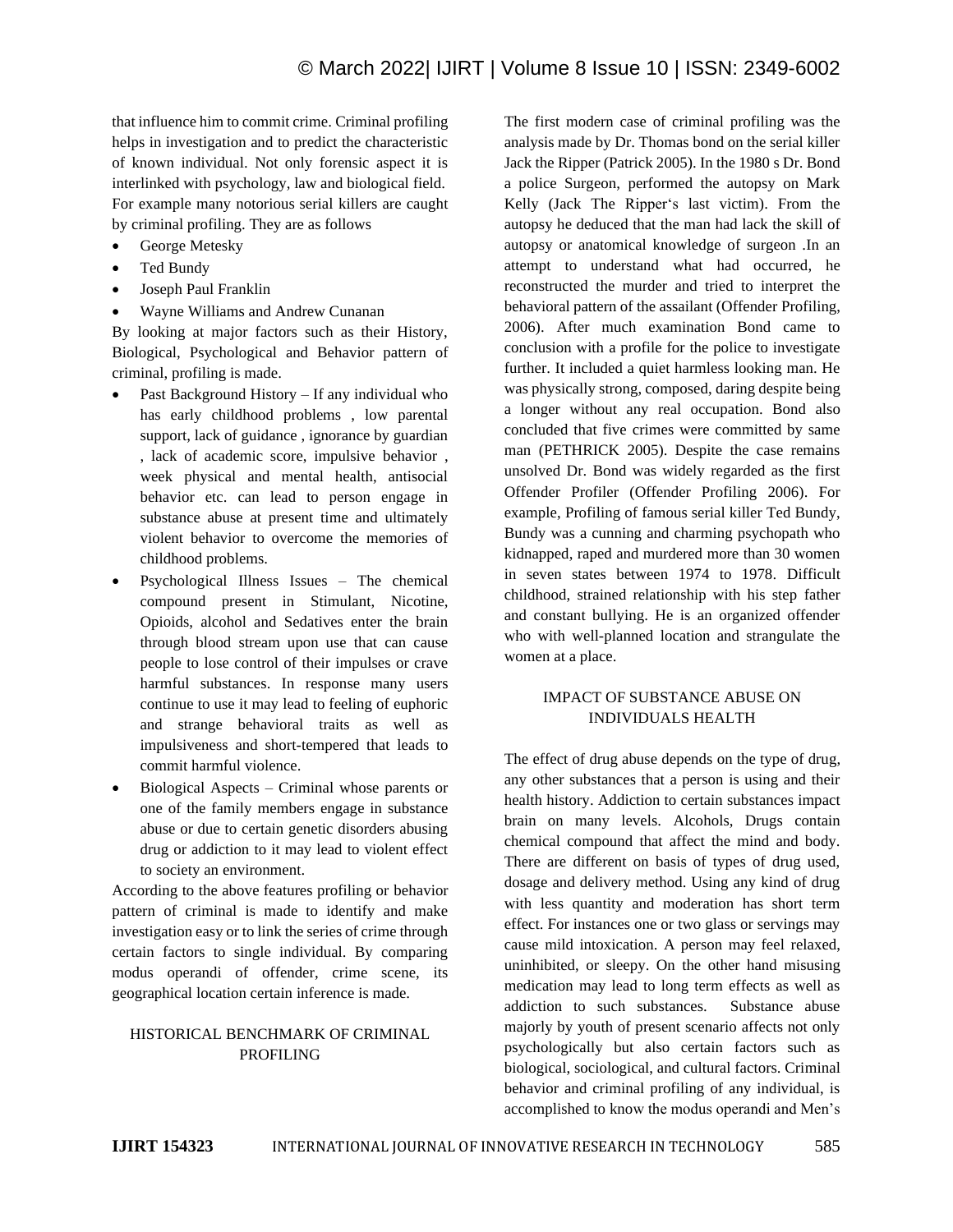that influence him to commit crime. Criminal profiling helps in investigation and to predict the characteristic of known individual. Not only forensic aspect it is interlinked with psychology, law and biological field. For example many notorious serial killers are caught by criminal profiling. They are as follows

- George Metesky
- Ted Bundy
- Joseph Paul Franklin
- Wayne Williams and Andrew Cunanan

By looking at major factors such as their History, Biological, Psychological and Behavior pattern of criminal, profiling is made.

- Past Background History – If any individual who has early childhood problems , low parental support, lack of guidance , ignorance by guardian , lack of academic score, impulsive behavior , week physical and mental health, antisocial behavior etc. can lead to person engage in substance abuse at present time and ultimately violent behavior to overcome the memories of childhood problems.
- Psychological Illness Issues – The chemical compound present in Stimulant, Nicotine, Opioids, alcohol and Sedatives enter the brain through blood stream upon use that can cause people to lose control of their impulses or crave harmful substances. In response many users continue to use it may lead to feeling of euphoric and strange behavioral traits as well as impulsiveness and short-tempered that leads to commit harmful violence.
- Biological Aspects – Criminal whose parents or one of the family members engage in substance abuse or due to certain genetic disorders abusing drug or addiction to it may lead to violent effect to society an environment.

According to the above features profiling or behavior pattern of criminal is made to identify and make investigation easy or to link the series of crime through certain factors to single individual. By comparing modus operandi of offender, crime scene, its geographical location certain inference is made.

## HISTORICAL BENCHMARK OF CRIMINAL PROFILING

The first modern case of criminal profiling was the analysis made by Dr. Thomas bond on the serial killer Jack the Ripper (Patrick 2005). In the 1980 s Dr. Bond a police Surgeon, performed the autopsy on Mark Kelly (Jack The Ripper's last victim). From the autopsy he deduced that the man had lack the skill of autopsy or anatomical knowledge of surgeon .In an attempt to understand what had occurred, he reconstructed the murder and tried to interpret the behavioral pattern of the assailant (Offender Profiling, 2006). After much examination Bond came to conclusion with a profile for the police to investigate further. It included a quiet harmless looking man. He was physically strong, composed, daring despite being a longer without any real occupation. Bond also concluded that five crimes were committed by same man (PETHRICK 2005). Despite the case remains unsolved Dr. Bond was widely regarded as the first Offender Profiler (Offender Profiling 2006). For example, Profiling of famous serial killer Ted Bundy, Bundy was a cunning and charming psychopath who kidnapped, raped and murdered more than 30 women in seven states between 1974 to 1978. Difficult childhood, strained relationship with his step father and constant bullying. He is an organized offender who with well-planned location and strangulate the women at a place.

## IMPACT OF SUBSTANCE ABUSE ON INDIVIDUALS HEALTH

The effect of drug abuse depends on the type of drug, any other substances that a person is using and their health history. Addiction to certain substances impact brain on many levels. Alcohols, Drugs contain chemical compound that affect the mind and body. There are different on basis of types of drug used, dosage and delivery method. Using any kind of drug with less quantity and moderation has short term effect. For instances one or two glass or servings may cause mild intoxication. A person may feel relaxed, uninhibited, or sleepy. On the other hand misusing medication may lead to long term effects as well as addiction to such substances. Substance abuse majorly by youth of present scenario affects not only psychologically but also certain factors such as biological, sociological, and cultural factors. Criminal behavior and criminal profiling of any individual, is accomplished to know the modus operandi and Men's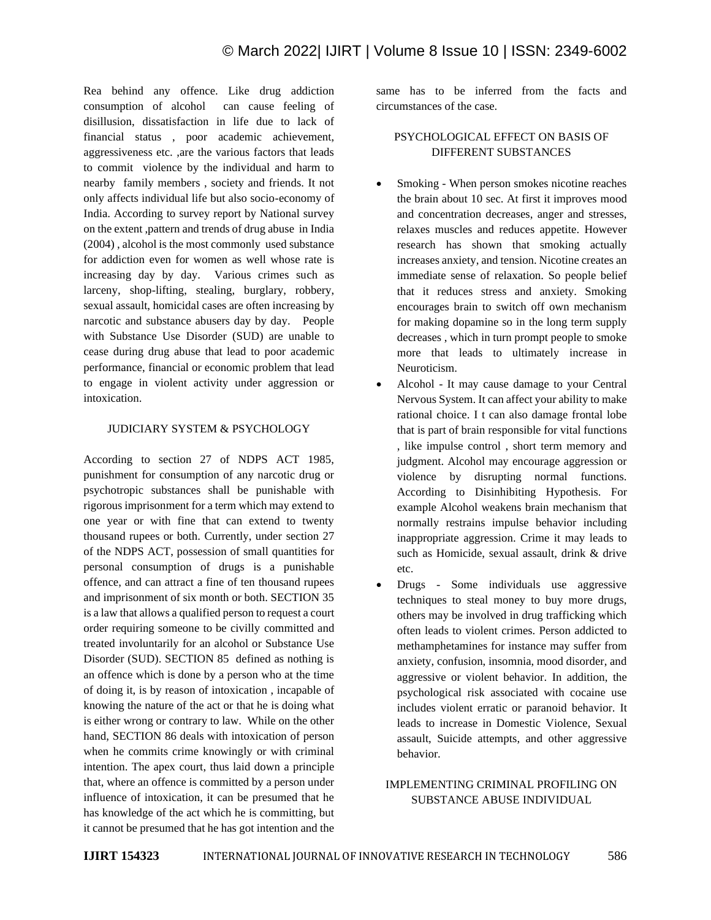Rea behind any offence. Like drug addiction consumption of alcohol can cause feeling of disillusion, dissatisfaction in life due to lack of financial status , poor academic achievement, aggressiveness etc. ,are the various factors that leads to commit violence by the individual and harm to nearby family members , society and friends. It not only affects individual life but also socio-economy of India. According to survey report by National survey on the extent ,pattern and trends of drug abuse in India (2004) , alcohol is the most commonly used substance for addiction even for women as well whose rate is increasing day by day. Various crimes such as larceny, shop-lifting, stealing, burglary, robbery, sexual assault, homicidal cases are often increasing by narcotic and substance abusers day by day. People with Substance Use Disorder (SUD) are unable to cease during drug abuse that lead to poor academic performance, financial or economic problem that lead to engage in violent activity under aggression or intoxication.

## JUDICIARY SYSTEM & PSYCHOLOGY

According to section 27 of NDPS ACT 1985, punishment for consumption of any narcotic drug or psychotropic substances shall be punishable with rigorous imprisonment for a term which may extend to one year or with fine that can extend to twenty thousand rupees or both. Currently, under section 27 of the NDPS ACT, possession of small quantities for personal consumption of drugs is a punishable offence, and can attract a fine of ten thousand rupees and imprisonment of six month or both. SECTION 35 is a law that allows a qualified person to request a court order requiring someone to be civilly committed and treated involuntarily for an alcohol or Substance Use Disorder (SUD). SECTION 85 defined as nothing is an offence which is done by a person who at the time of doing it, is by reason of intoxication , incapable of knowing the nature of the act or that he is doing what is either wrong or contrary to law. While on the other hand, SECTION 86 deals with intoxication of person when he commits crime knowingly or with criminal intention. The apex court, thus laid down a principle that, where an offence is committed by a person under influence of intoxication, it can be presumed that he has knowledge of the act which he is committing, but it cannot be presumed that he has got intention and the same has to be inferred from the facts and circumstances of the case.

## PSYCHOLOGICAL EFFECT ON BASIS OF DIFFERENT SUBSTANCES

- Smoking - When person smokes nicotine reaches the brain about 10 sec. At first it improves mood and concentration decreases, anger and stresses, relaxes muscles and reduces appetite. However research has shown that smoking actually increases anxiety, and tension. Nicotine creates an immediate sense of relaxation. So people belief that it reduces stress and anxiety. Smoking encourages brain to switch off own mechanism for making dopamine so in the long term supply decreases , which in turn prompt people to smoke more that leads to ultimately increase in Neuroticism.
- Alcohol - It may cause damage to your Central Nervous System. It can affect your ability to make rational choice. I t can also damage frontal lobe that is part of brain responsible for vital functions , like impulse control , short term memory and judgment. Alcohol may encourage aggression or violence by disrupting normal functions. According to Disinhibiting Hypothesis. For example Alcohol weakens brain mechanism that normally restrains impulse behavior including inappropriate aggression. Crime it may leads to such as Homicide, sexual assault, drink & drive etc.
- Drugs - Some individuals use aggressive techniques to steal money to buy more drugs, others may be involved in drug trafficking which often leads to violent crimes. Person addicted to methamphetamines for instance may suffer from anxiety, confusion, insomnia, mood disorder, and aggressive or violent behavior. In addition, the psychological risk associated with cocaine use includes violent erratic or paranoid behavior. It leads to increase in Domestic Violence, Sexual assault, Suicide attempts, and other aggressive behavior.

## IMPLEMENTING CRIMINAL PROFILING ON SUBSTANCE ABUSE INDIVIDUAL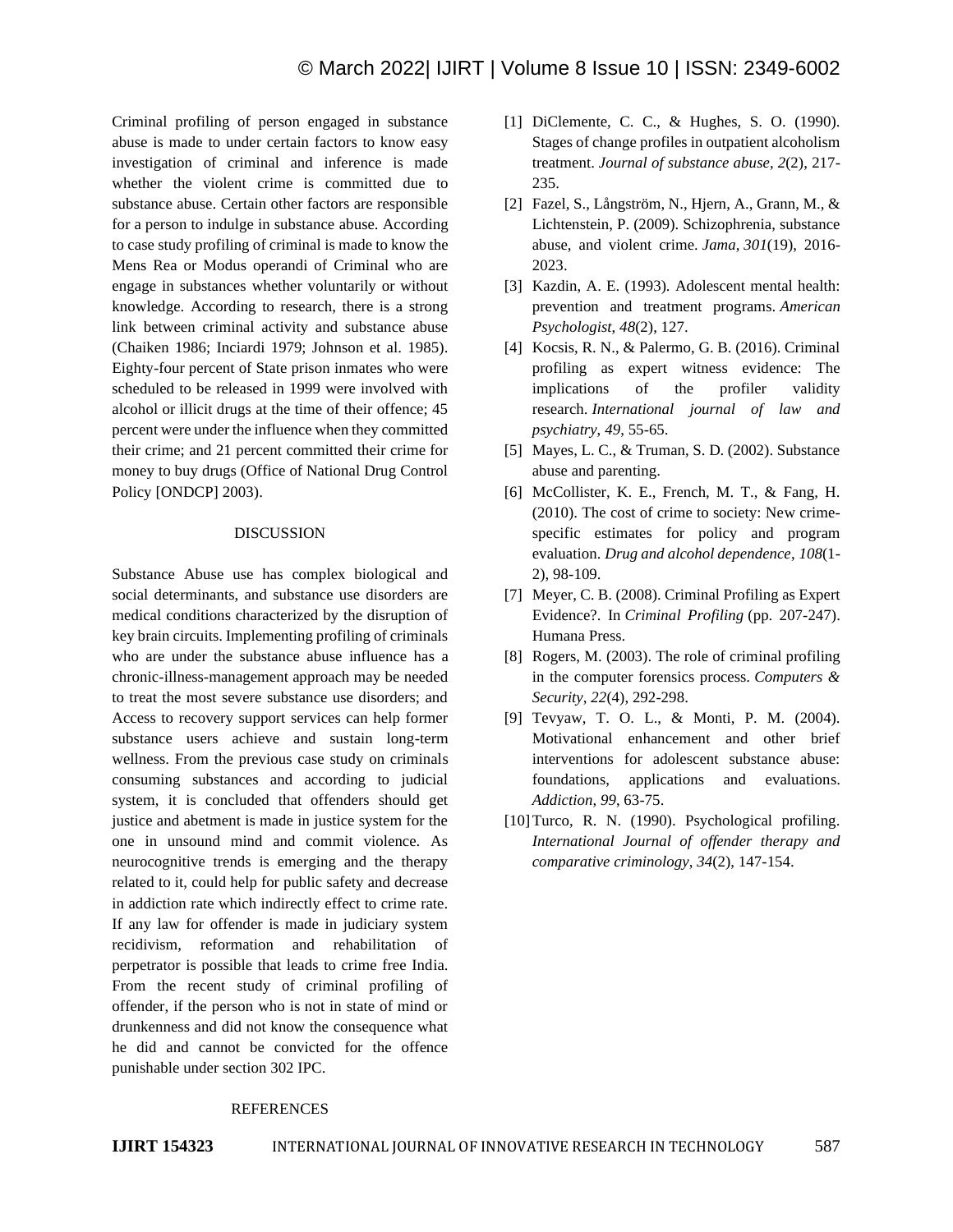Criminal profiling of person engaged in substance abuse is made to under certain factors to know easy investigation of criminal and inference is made whether the violent crime is committed due to substance abuse. Certain other factors are responsible for a person to indulge in substance abuse. According to case study profiling of criminal is made to know the Mens Rea or Modus operandi of Criminal who are engage in substances whether voluntarily or without knowledge. According to research, there is a strong link between criminal activity and substance abuse (Chaiken 1986; Inciardi 1979; Johnson et al. 1985). Eighty-four percent of State prison inmates who were scheduled to be released in 1999 were involved with alcohol or illicit drugs at the time of their offence; 45 percent were under the influence when they committed their crime; and 21 percent committed their crime for money to buy drugs (Office of National Drug Control Policy [ONDCP] 2003).

## DISCUSSION

Substance Abuse use has complex biological and social determinants, and substance use disorders are medical conditions characterized by the disruption of key brain circuits. Implementing profiling of criminals who are under the substance abuse influence has a chronic-illness-management approach may be needed to treat the most severe substance use disorders; and Access to recovery support services can help former substance users achieve and sustain long-term wellness. From the previous case study on criminals consuming substances and according to judicial system, it is concluded that offenders should get justice and abetment is made in justice system for the one in unsound mind and commit violence. As neurocognitive trends is emerging and the therapy related to it, could help for public safety and decrease in addiction rate which indirectly effect to crime rate. If any law for offender is made in judiciary system recidivism, reformation and rehabilitation of perpetrator is possible that leads to crime free India. From the recent study of criminal profiling of offender, if the person who is not in state of mind or drunkenness and did not know the consequence what he did and cannot be convicted for the offence punishable under section 302 IPC.

## REFERENCES

[1] DiClemente, C. C., & Hughes, S. O. (1990). Stages of change profiles in outpatient alcoholism treatment. *Journal of substance abuse*, *2*(2), 217-235.

[2] Fazel, S., Långström, N., Hjern, A., Grann, M., & Lichtenstein, P. (2009). Schizophrenia, substance abuse, and violent crime. *Jama*, *301*(19), 2016-2023.

[3] Kazdin, A. E. (1993). Adolescent mental health: prevention and treatment programs. *American Psychologist*, *48*(2), 127.

[4] Kocsis, R. N., & Palermo, G. B. (2016). Criminal profiling as expert witness evidence: The implications of the profiler validity research. *International journal of law and psychiatry*, *49*, 55-65.

[5] Mayes, L. C., & Truman, S. D. (2002). Substance abuse and parenting.

[6] McCollister, K. E., French, M. T., & Fang, H. (2010). The cost of crime to society: New crime-specific estimates for policy and program evaluation. *Drug and alcohol dependence*, *108*(1-2), 98-109.

[7] Meyer, C. B. (2008). Criminal Profiling as Expert Evidence?. In *Criminal Profiling* (pp. 207-247). Humana Press.

[8] Rogers, M. (2003). The role of criminal profiling in the computer forensics process. *Computers & Security*, *22*(4), 292-298.

[9] Tevyaw, T. O. L., & Monti, P. M. (2004). Motivational enhancement and other brief interventions for adolescent substance abuse: foundations, applications and evaluations. *Addiction*, *99*, 63-75.

[10] Turco, R. N. (1990). Psychological profiling. *International Journal of offender therapy and comparative criminology*, *34*(2), 147-154.